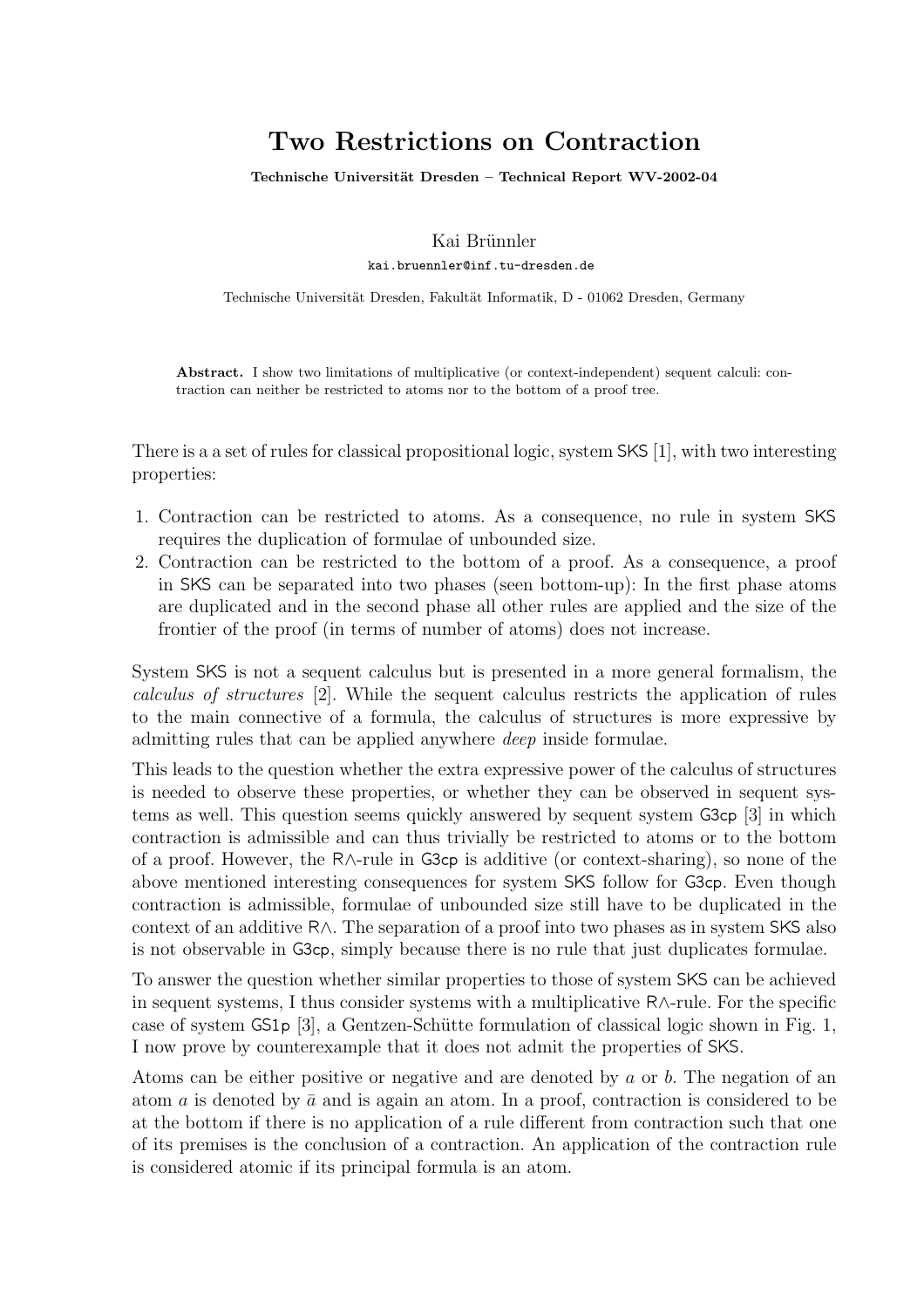# Two Restrictions on Contraction

**Technische Universität Dresden – Technical Report WV-2002-04**

Kai Brünnler

kai.bruennler@inf.tu-dresden.de

Technische Universität Dresden, Fakultät Informatik, D - 01062 Dresden, Germany

**Abstract.** I show two limitations of multiplicative (or context-independent) sequent calculi: contraction can neither be restricted to atoms nor to the bottom of a proof tree.

There is a a set of rules for classical propositional logic, system SKS [1], with two interesting properties:

1. Contraction can be restricted to atoms. As a consequence, no rule in system SKS requires the duplication of formulae of unbounded size.
2. Contraction can be restricted to the bottom of a proof. As a consequence, a proof in SKS can be separated into two phases (seen bottom-up): In the first phase atoms are duplicated and in the second phase all other rules are applied and the size of the frontier of the proof (in terms of number of atoms) does not increase.

System SKS is not a sequent calculus but is presented in a more general formalism, the *calculus of structures* [2]. While the sequent calculus restricts the application of rules to the main connective of a formula, the calculus of structures is more expressive by admitting rules that can be applied anywhere *deep* inside formulae.

This leads to the question whether the extra expressive power of the calculus of structures is needed to observe these properties, or whether they can be observed in sequent systems as well. This question seems quickly answered by sequent system G3cp [3] in which contraction is admissible and can thus trivially be restricted to atoms or to the bottom of a proof. However, the R∧-rule in G3cp is additive (or context-sharing), so none of the above mentioned interesting consequences for system SKS follow for G3cp. Even though contraction is admissible, formulae of unbounded size still have to be duplicated in the context of an additive R∧. The separation of a proof into two phases as in system SKS also is not observable in G3cp, simply because there is no rule that just duplicates formulae.

To answer the question whether similar properties to those of system SKS can be achieved in sequent systems, I thus consider systems with a multiplicative R∧-rule. For the specific case of system GS1p [3], a Gentzen-Schütte formulation of classical logic shown in Fig. 1, I now prove by counterexample that it does not admit the properties of SKS.

Atoms can be either positive or negative and are denoted by $a$ or $b$. The negation of an atom $a$ is denoted by $\bar{a}$ and is again an atom. In a proof, contraction is considered to be at the bottom if there is no application of a rule different from contraction such that one of its premises is the conclusion of a contraction. An application of the contraction rule is considered atomic if its principal formula is an atom.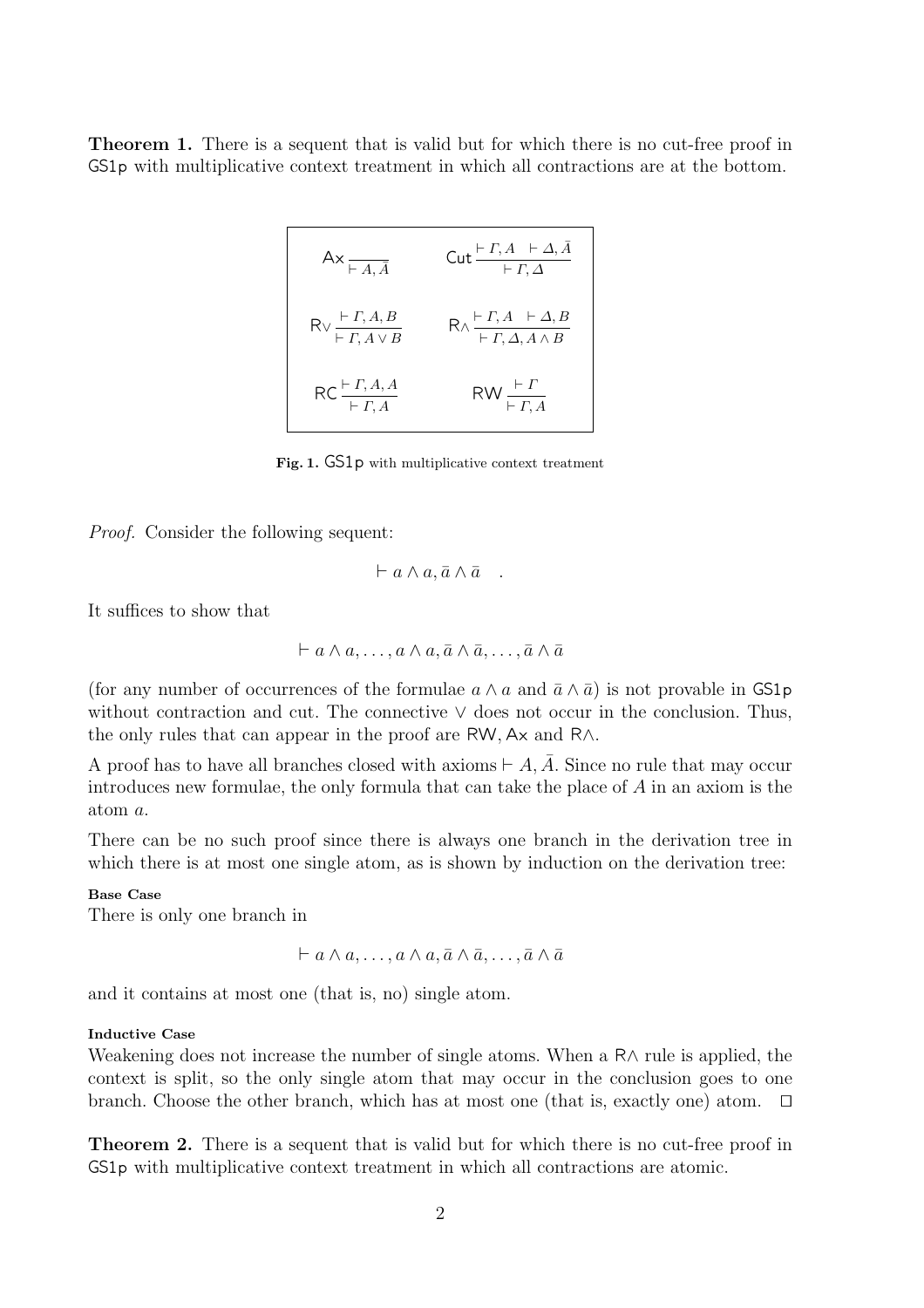**Theorem 1.** There is a sequent that is valid but for which there is no cut-free proof in GS1p with multiplicative context treatment in which all contractions are at the bottom.

$$\mathsf{Ax}\,\frac{}{\vdash A, \bar{A}} \qquad \mathsf{Cut}\,\frac{\vdash \Gamma, A \quad \vdash \Delta, \bar{A}}{\vdash \Gamma, \Delta}$$

$$\mathsf{R}\vee\,\frac{\vdash \Gamma, A, B}{\vdash \Gamma, A \vee B} \qquad \mathsf{R}\wedge\,\frac{\vdash \Gamma, A \quad \vdash \Delta, B}{\vdash \Gamma, \Delta, A \wedge B}$$

$$\mathsf{RC}\,\frac{\vdash \Gamma, A, A}{\vdash \Gamma, A} \qquad \mathsf{RW}\,\frac{\vdash \Gamma}{\vdash \Gamma, A}$$

**Fig. 1.** GS1p with multiplicative context treatment

*Proof.* Consider the following sequent:

$$\vdash a \wedge a, \bar{a} \wedge \bar{a} \quad .$$

It suffices to show that

$$\vdash a \wedge a, \ldots, a \wedge a, \bar{a} \wedge \bar{a}, \ldots, \bar{a} \wedge \bar{a}$$

(for any number of occurrences of the formulae $a \wedge a$ and $\bar{a} \wedge \bar{a}$) is not provable in GS1p without contraction and cut. The connective $\vee$ does not occur in the conclusion. Thus, the only rules that can appear in the proof are RW, Ax and R$\wedge$.

A proof has to have all branches closed with axioms $\vdash A, \bar{A}$. Since no rule that may occur introduces new formulae, the only formula that can take the place of $A$ in an axiom is the atom $a$.

There can be no such proof since there is always one branch in the derivation tree in which there is at most one single atom, as is shown by induction on the derivation tree:

**Base Case**
There is only one branch in

$$\vdash a \wedge a, \ldots, a \wedge a, \bar{a} \wedge \bar{a}, \ldots, \bar{a} \wedge \bar{a}$$

and it contains at most one (that is, no) single atom.

**Inductive Case**
Weakening does not increase the number of single atoms. When a R$\wedge$ rule is applied, the context is split, so the only single atom that may occur in the conclusion goes to one branch. Choose the other branch, which has at most one (that is, exactly one) atom. □

**Theorem 2.** There is a sequent that is valid but for which there is no cut-free proof in GS1p with multiplicative context treatment in which all contractions are atomic.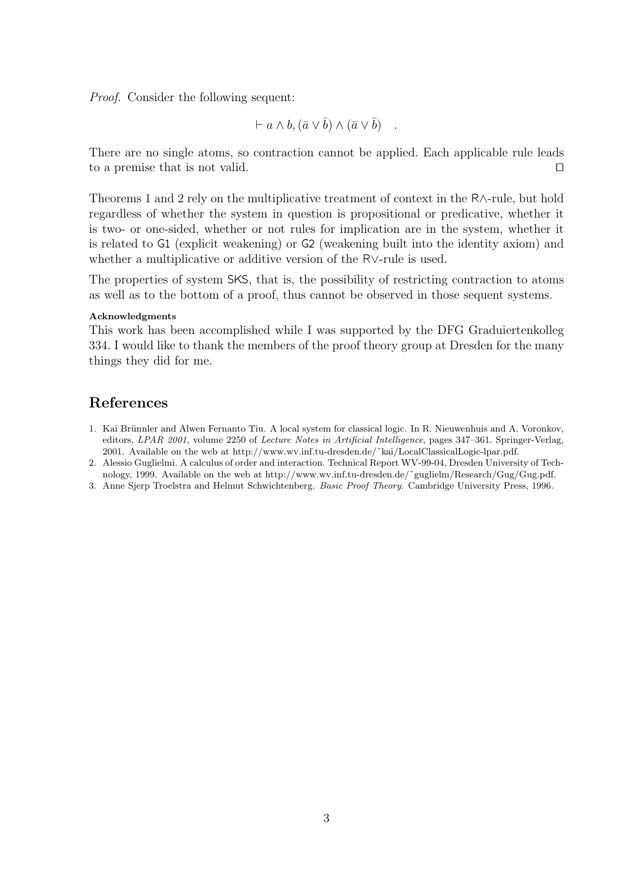*Proof.* Consider the following sequent:

$$\vdash a \wedge b, (\bar{a} \vee \bar{b}) \wedge (\bar{a} \vee \bar{b}) \quad .$$

There are no single atoms, so contraction cannot be applied. Each applicable rule leads to a premise that is not valid. □

Theorems 1 and 2 rely on the multiplicative treatment of context in the R∧-rule, but hold regardless of whether the system in question is propositional or predicative, whether it is two- or one-sided, whether or not rules for implication are in the system, whether it is related to G1 (explicit weakening) or G2 (weakening built into the identity axiom) and whether a multiplicative or additive version of the R∨-rule is used.

The properties of system SKS, that is, the possibility of restricting contraction to atoms as well as to the bottom of a proof, thus cannot be observed in those sequent systems.

**Acknowledgments**

This work has been accomplished while I was supported by the DFG Graduiertenkolleg 334. I would like to thank the members of the proof theory group at Dresden for the many things they did for me.

## References

1. Kai Brünnler and Alwen Fernanto Tiu. A local system for classical logic. In R. Nieuwenhuis and A. Voronkov, editors, *LPAR 2001*, volume 2250 of *Lecture Notes in Artificial Intelligence*, pages 347–361. Springer-Verlag, 2001. Available on the web at http://www.wv.inf.tu-dresden.de/˜kai/LocalClassicalLogic-lpar.pdf.
2. Alessio Guglielmi. A calculus of order and interaction. Technical Report WV-99-04, Dresden University of Technology, 1999. Available on the web at http://www.wv.inf.tu-dresden.de/˜guglielm/Research/Gug/Gug.pdf.
3. Anne Sjerp Troelstra and Helmut Schwichtenberg. *Basic Proof Theory*. Cambridge University Press, 1996.